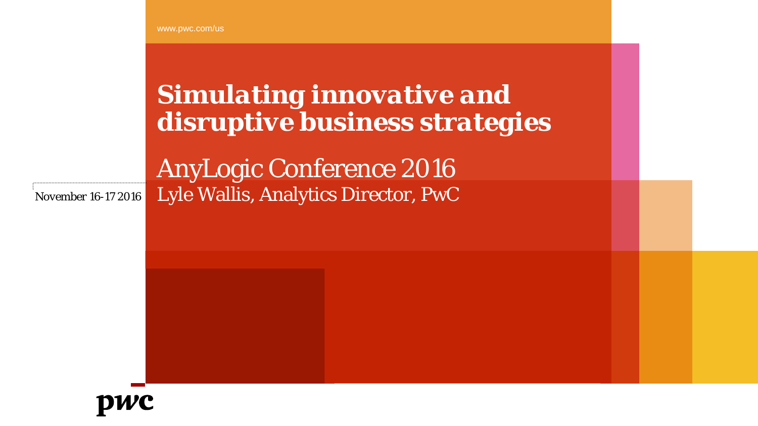www.pwc.com/us

# Simulating innovative and disruptive business strategies

AnyLogic Conference 2016

Lyle Wallis, Analytics Director, PwC

November 16-17 2016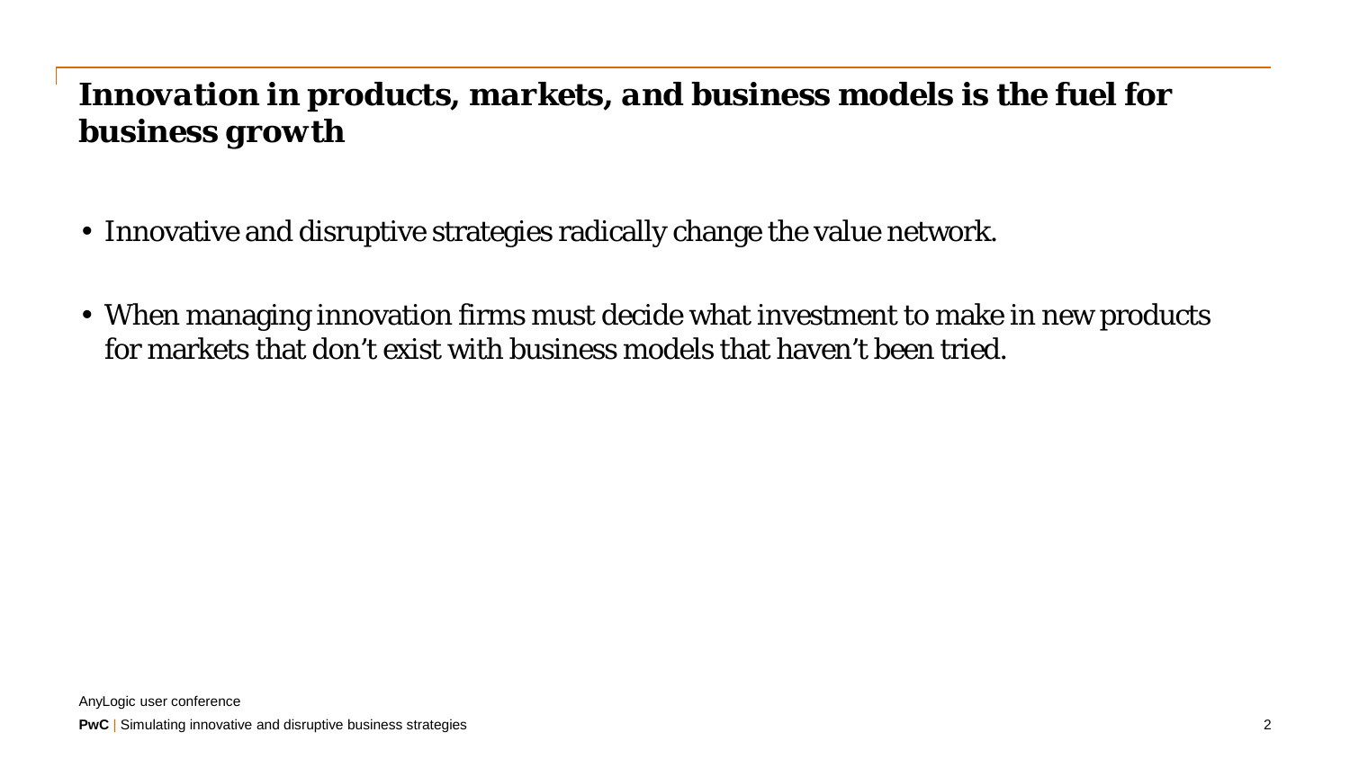# Innovation in products, markets, and business models is the fuel for business growth

- Innovative and disruptive strategies radically change the value network.
- When managing innovation firms must decide what investment to make in new products for markets that don’t exist with business models that haven’t been tried.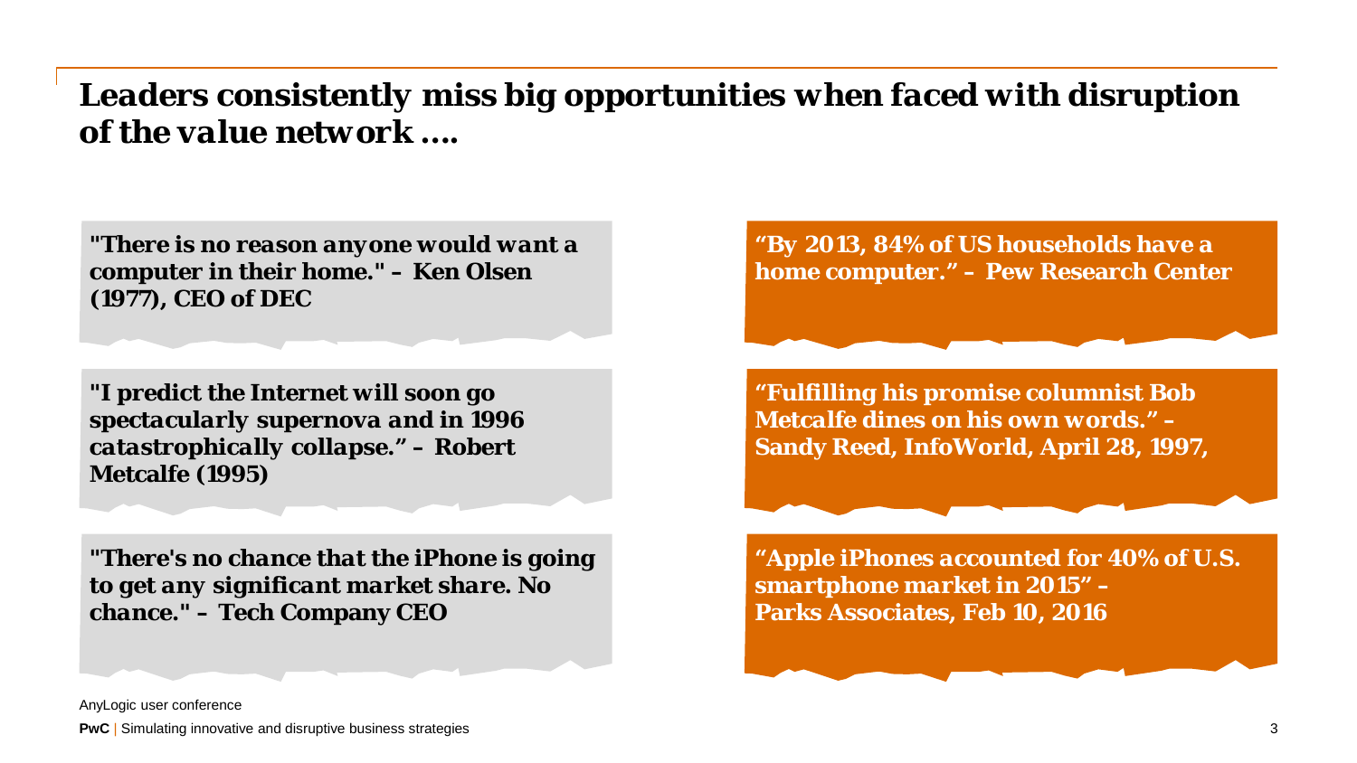# Leaders consistently miss big opportunities when faced with disruption of the value network ….

**"There is no reason anyone would want a computer in their home." – Ken Olsen (1977), CEO of DEC**

**"By 2013, 84% of US households have a home computer." – Pew Research Center**

**"I predict the Internet will soon go spectacularly supernova and in 1996 catastrophically collapse." – Robert Metcalfe (1995)**

**"Fulfilling his promise columnist Bob Metcalfe dines on his own words." – Sandy Reed, InfoWorld, April 28, 1997,**

**"There's no chance that the iPhone is going to get any significant market share. No chance." – Tech Company CEO**

**"Apple iPhones accounted for 40% of U.S. smartphone market in 2015" – Parks Associates, Feb 10, 2016**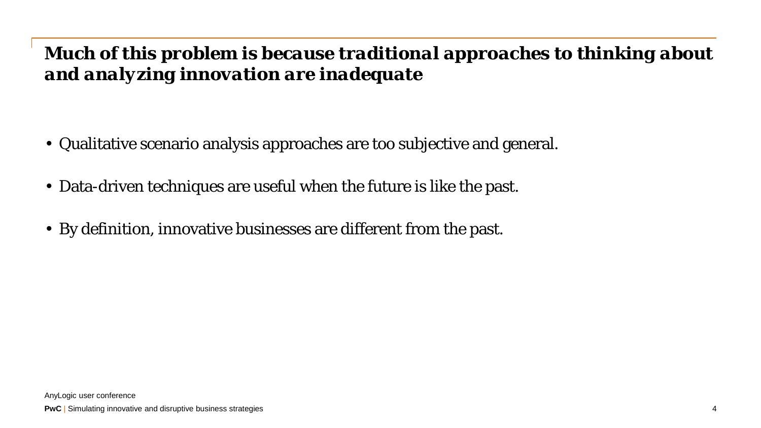## *Much of this problem is because traditional approaches to thinking about and analyzing innovation are inadequate*

- Qualitative scenario analysis approaches are too subjective and general.
- Data-driven techniques are useful when the future is like the past.
- By definition, innovative businesses are different from the past.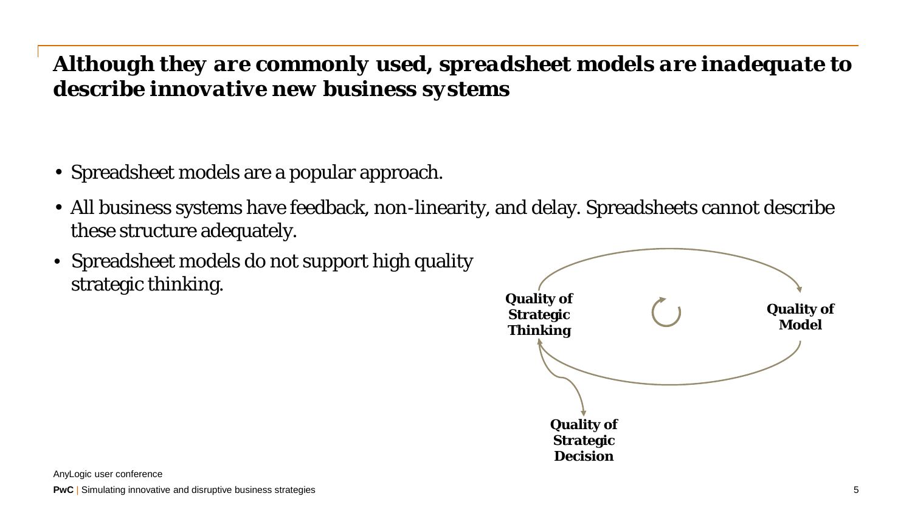# Although they are commonly used, spreadsheet models are inadequate to describe innovative new business systems

- Spreadsheet models are a popular approach.
- All business systems have feedback, non-linearity, and delay. Spreadsheets cannot describe these structure adequately.
- Spreadsheet models do not support high quality strategic thinking.

Quality of Strategic Thinking

Quality of Model

Quality of Strategic Decision

AnyLogic user conference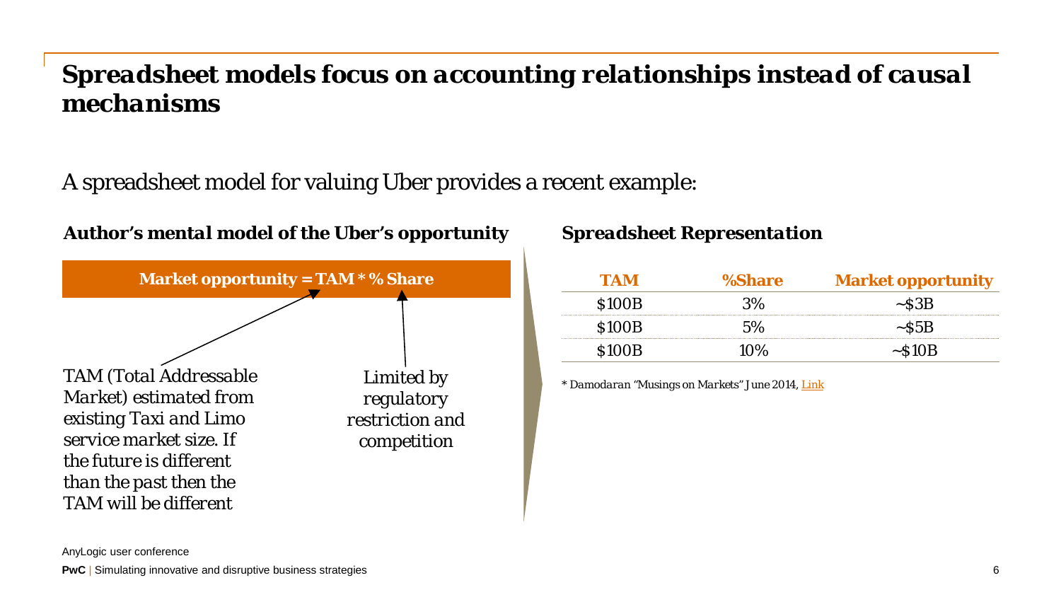# *Spreadsheet models focus on accounting relationships instead of causal mechanisms*

A spreadsheet model for valuing Uber provides a recent example:

***Author's mental model of the Uber's opportunity***

**Market opportunity = TAM * % Share**

*TAM (Total Addressable Market) estimated from existing Taxi and Limo service market size. If the future is different than the past then the TAM will be different*

*Limited by regulatory restriction and competition*

***Spreadsheet Representation***

| TAM | %Share | Market opportunity |
|---|---|---|
| $100B | 3% | ~$3B |
| $100B | 5% | ~$5B |
| $100B | 10% | ~$10B |

* *Damodaran "Musings on Markets" June 2014, Link*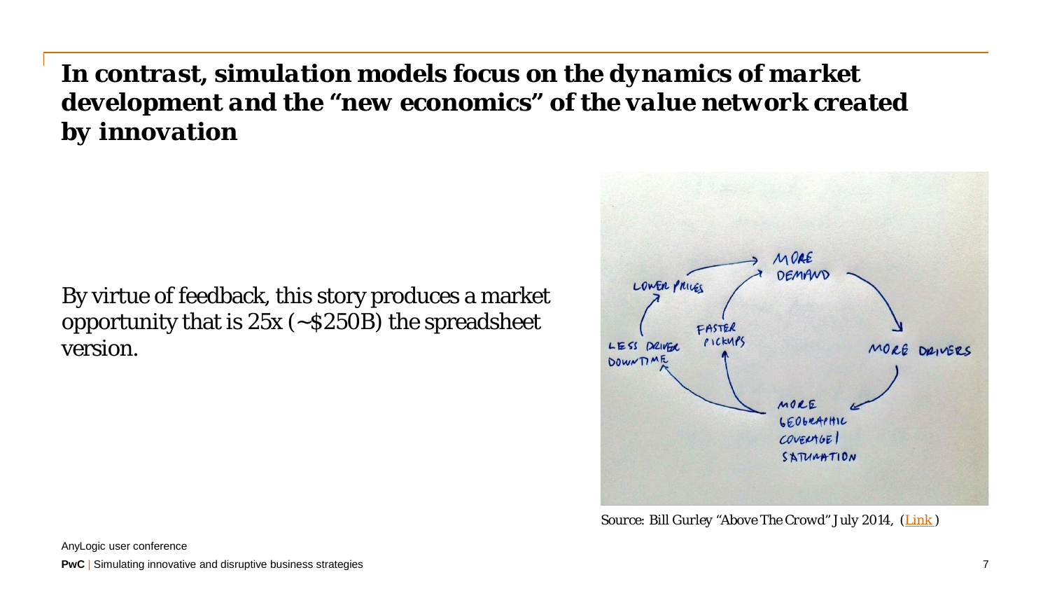# *In contrast, simulation models focus on the dynamics of market development and the "new economics" of the value network created by innovation*

By virtue of feedback, this story produces a market opportunity that is 25x (~$250B) the spreadsheet version.

Source: Bill Gurley "Above The Crowd" July 2014, (Link)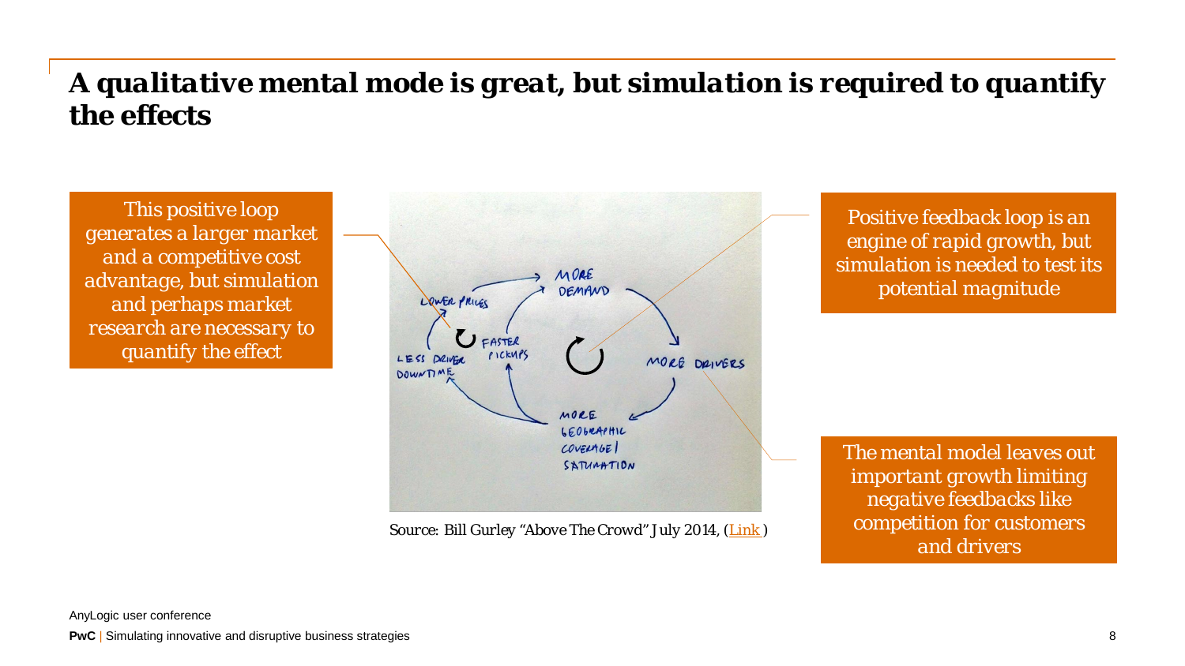# A qualitative mental mode is great, but simulation is required to quantify the effects

This positive loop generates a larger market and a competitive cost advantage, but simulation and perhaps market research are necessary to quantify the effect

Positive feedback loop is an engine of rapid growth, but simulation is needed to test its potential magnitude

Source: Bill Gurley "Above The Crowd" July 2014, (Link )

The mental model leaves out important growth limiting negative feedbacks like competition for customers and drivers

AnyLogic user conference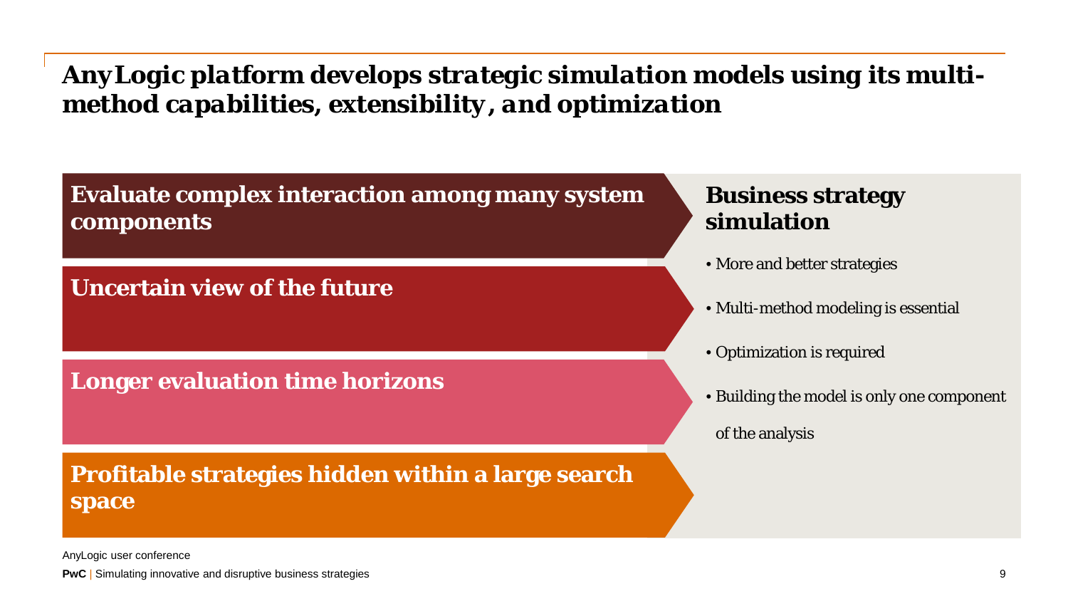# AnyLogic platform develops strategic simulation models using its multi-method capabilities, extensibility, and optimization

**Evaluate complex interaction among many system components**

**Uncertain view of the future**

**Longer evaluation time horizons**

**Profitable strategies hidden within a large search space**

## Business strategy simulation

- More and better strategies
- Multi-method modeling is essential
- Optimization is required
- Building the model is only one component of the analysis

AnyLogic user conference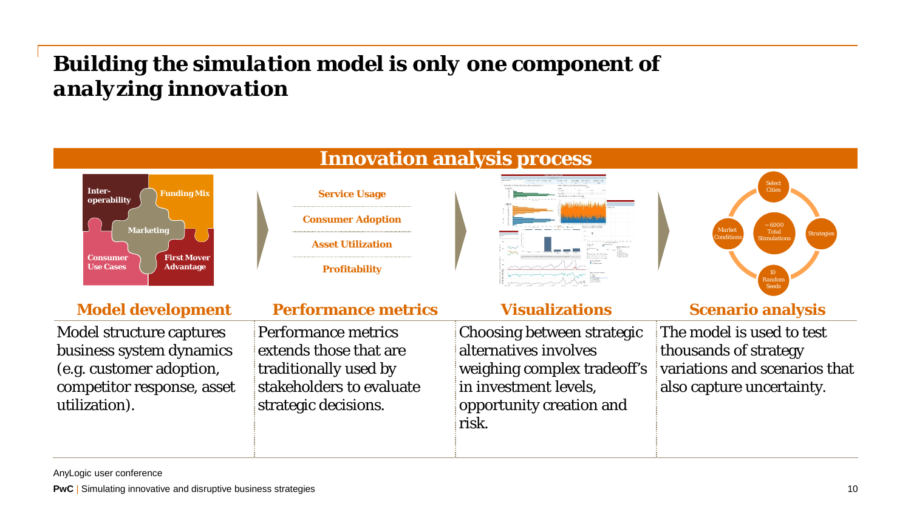# *Building the simulation model is only one component of analyzing innovation*

## Innovation analysis process

Inter-operability | Funding Mix | Marketing | Consumer Use Cases | First Mover Advantage

Service Usage

Consumer Adoption

Asset Utilization

Profitability

Select Cities | Market Conditions | ~6000 Total Simulations | Strategies | 10 Random Seeds

| Model development | Performance metrics | Visualizations | Scenario analysis |
|---|---|---|---|
| Model structure captures business system dynamics (e.g. customer adoption, competitor response, asset utilization). | Performance metrics extends those that are traditionally used by stakeholders to evaluate strategic decisions. | Choosing between strategic alternatives involves weighing complex tradeoff's in investment levels, opportunity creation and risk. | The model is used to test thousands of strategy variations and scenarios that also capture uncertainty. |

AnyLogic user conference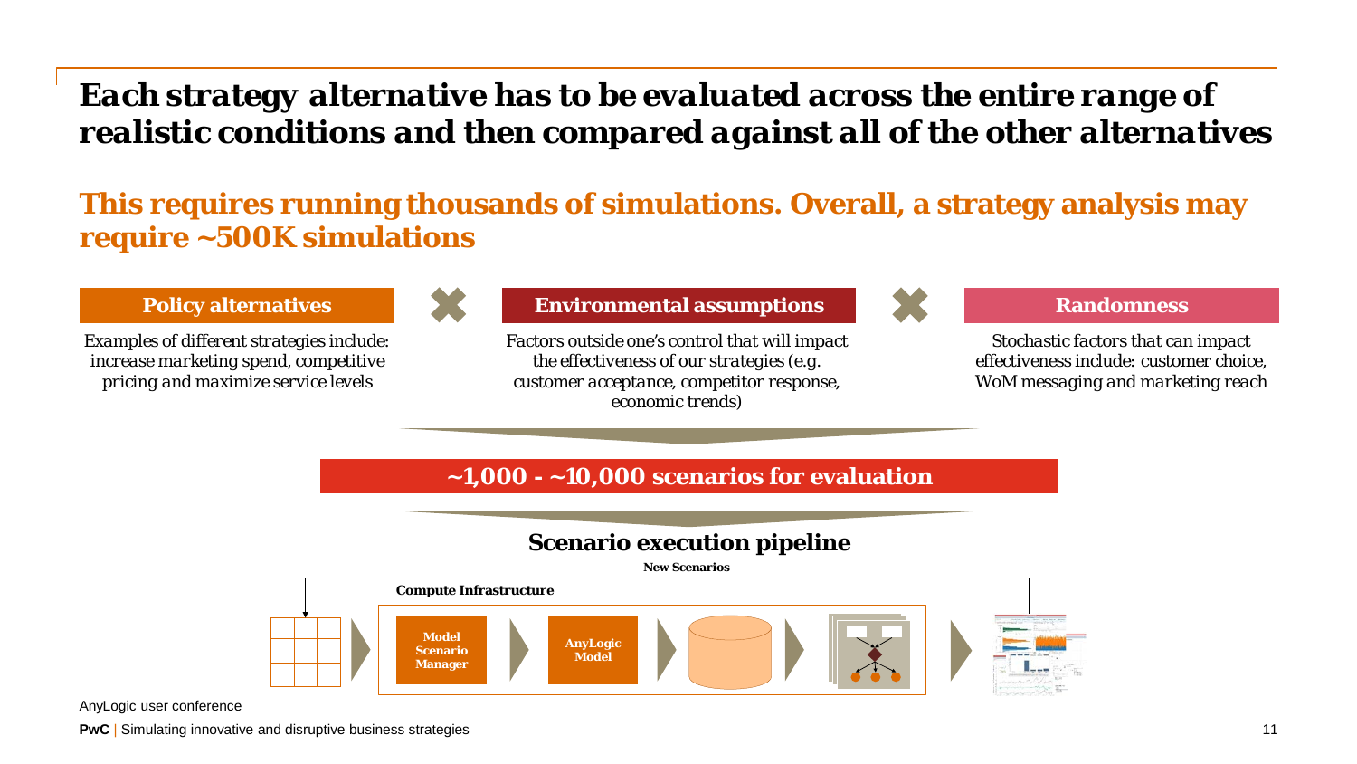# *Each strategy alternative has to be evaluated across the entire range of realistic conditions and then compared against all of the other alternatives*

## This requires running thousands of simulations. Overall, a strategy analysis may require ~500K simulations

**Policy alternatives**

*Examples of different strategies include: increase marketing spend, competitive pricing and maximize service levels*

✖

**Environmental assumptions**

*Factors outside one's control that will impact the effectiveness of our strategies (e.g. customer acceptance, competitor response, economic trends)*

✖

**Randomness**

*Stochastic factors that can impact effectiveness include: customer choice, WoM messaging and marketing reach*

**~1,000 - ~10,000 scenarios for evaluation**

**Scenario execution pipeline**

**New Scenarios**

**Compute Infrastructure**

**Model Scenario Manager** → **AnyLogic Model**

AnyLogic user conference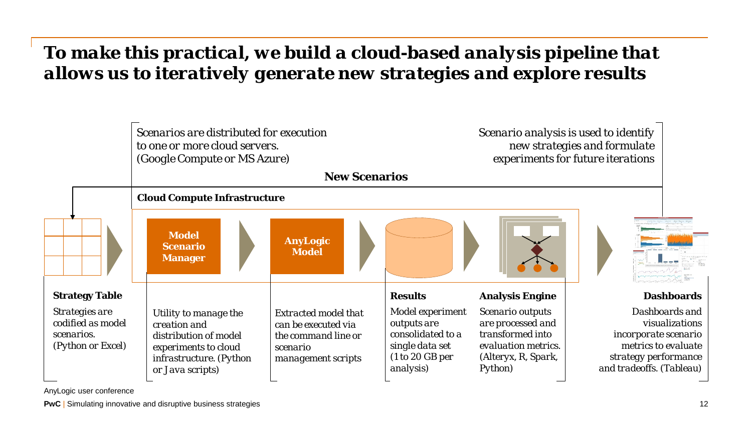# To make this practical, we build a cloud-based analysis pipeline that allows us to iteratively generate new strategies and explore results

*Scenarios are distributed for execution to one or more cloud servers. (Google Compute or MS Azure)*

*Scenario analysis is used to identify new strategies and formulate experiments for future iterations*

**New Scenarios**

**Cloud Compute Infrastructure**

**Model Scenario Manager**

**AnyLogic Model**

**Strategy Table**

*Strategies are codified as model scenarios. (Python or Excel)*

*Utility to manage the creation and distribution of model experiments to cloud infrastructure. (Python or Java scripts)*

*Extracted model that can be executed via the command line or scenario management scripts*

**Results**

*Model experiment outputs are consolidated to a single data set (1 to 20 GB per analysis)*

**Analysis Engine**

*Scenario outputs are processed and transformed into evaluation metrics. (Alteryx, R, Spark, Python)*

**Dashboards**

*Dashboards and visualizations incorporate scenario metrics to evaluate strategy performance and tradeoffs. (Tableau)*

AnyLogic user conference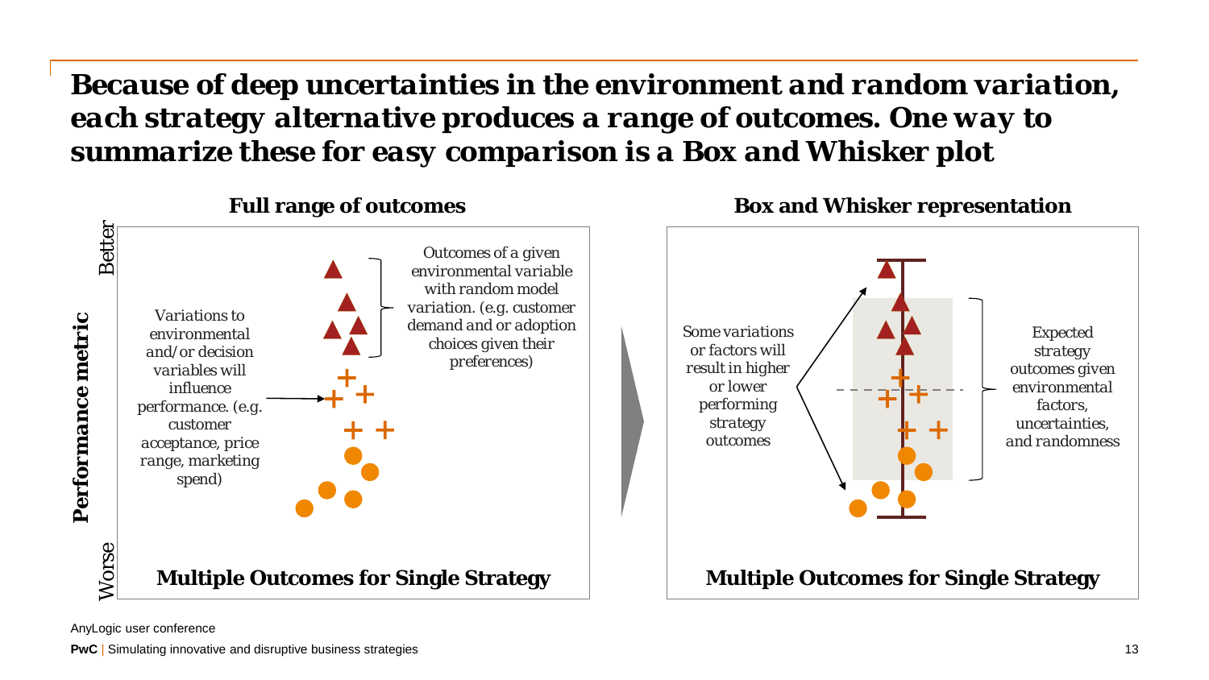# Because of deep uncertainties in the environment and random variation, each strategy alternative produces a range of outcomes. One way to summarize these for easy comparison is a Box and Whisker plot

## Full range of outcomes

Performance metric (Better – Worse)

*Variations to environmental and/or decision variables will influence performance. (e.g. customer acceptance, price range, marketing spend)*

*Outcomes of a given environmental variable with random model variation. (e.g. customer demand and or adoption choices given their preferences)*

**Multiple Outcomes for Single Strategy**

## Box and Whisker representation

*Some variations or factors will result in higher or lower performing strategy outcomes*

*Expected strategy outcomes given environmental factors, uncertainties, and randomness*

**Multiple Outcomes for Single Strategy**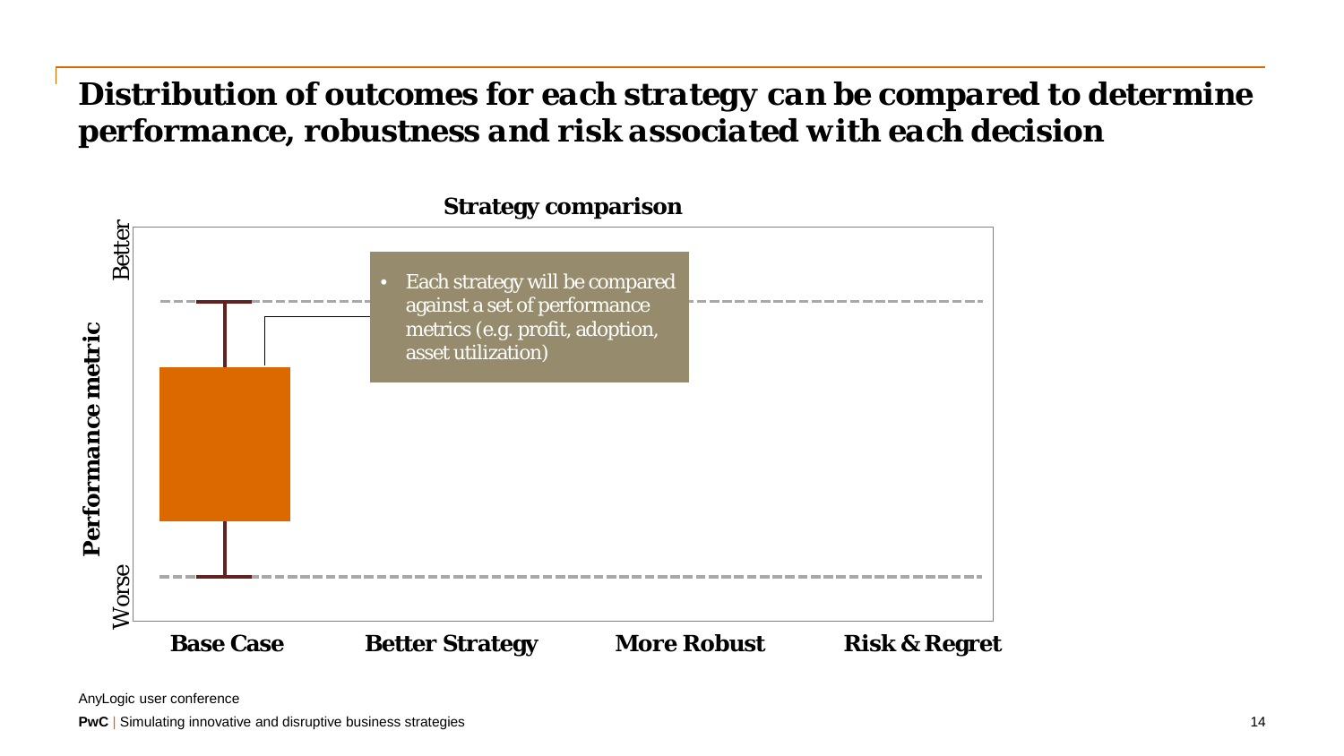# Distribution of outcomes for each strategy can be compared to determine performance, robustness and risk associated with each decision

**Strategy comparison**

Performance metric (Better / Worse)

- Each strategy will be compared against a set of performance metrics (e.g. profit, adoption, asset utilization)

**Base Case** | **Better Strategy** | **More Robust** | **Risk & Regret**

AnyLogic user conference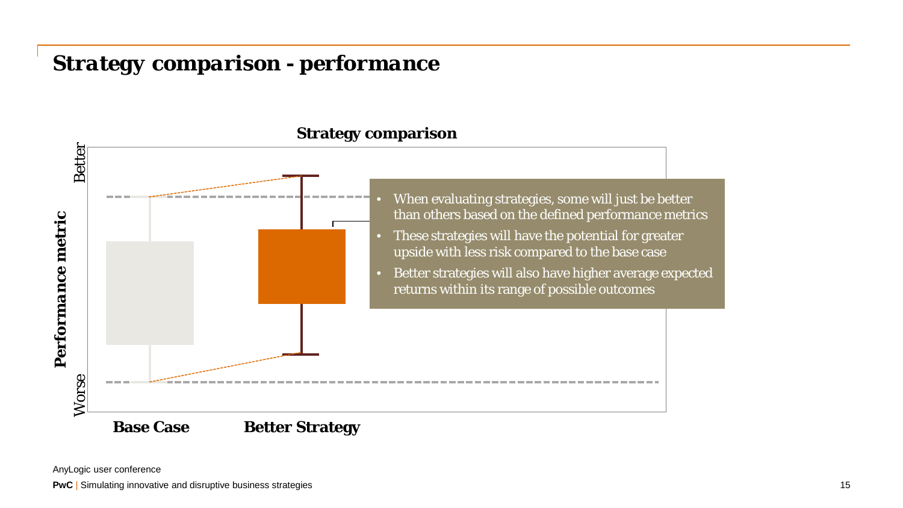# Strategy comparison - performance

**Strategy comparison**

Performance metric (Better / Worse)

**Base Case** | **Better Strategy**

- When evaluating strategies, some will just be better than others based on the defined performance metrics
- These strategies will have the potential for greater upside with less risk compared to the base case
- Better strategies will also have higher average expected returns within its range of possible outcomes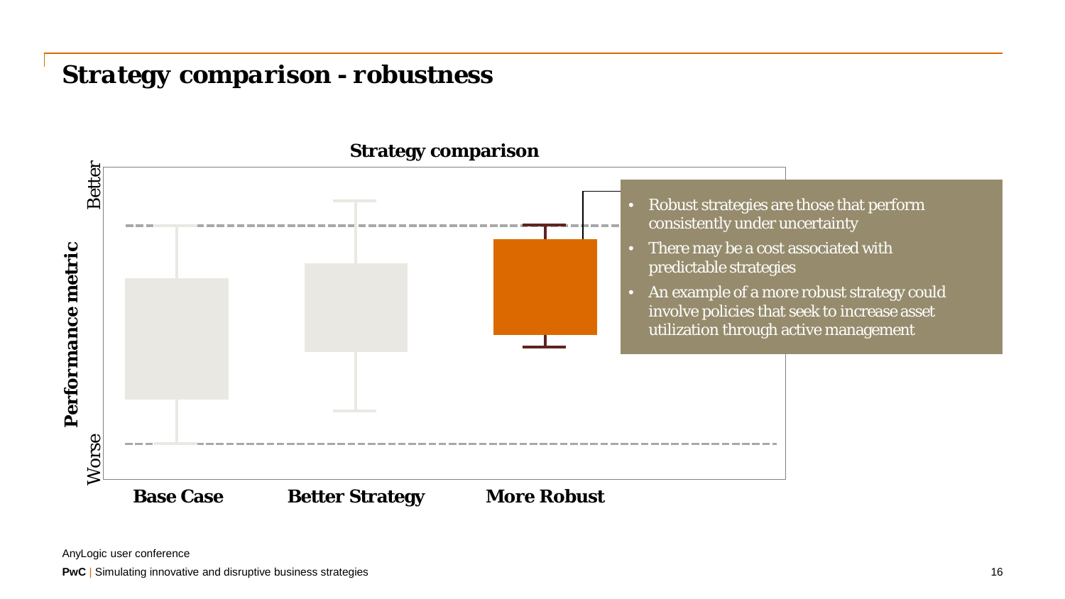# Strategy comparison - robustness

**Strategy comparison**

Performance metric (Worse → Better)

**Base Case** | **Better Strategy** | **More Robust**

- Robust strategies are those that perform consistently under uncertainty
- There may be a cost associated with predictable strategies
- An example of a more robust strategy could involve policies that seek to increase asset utilization through active management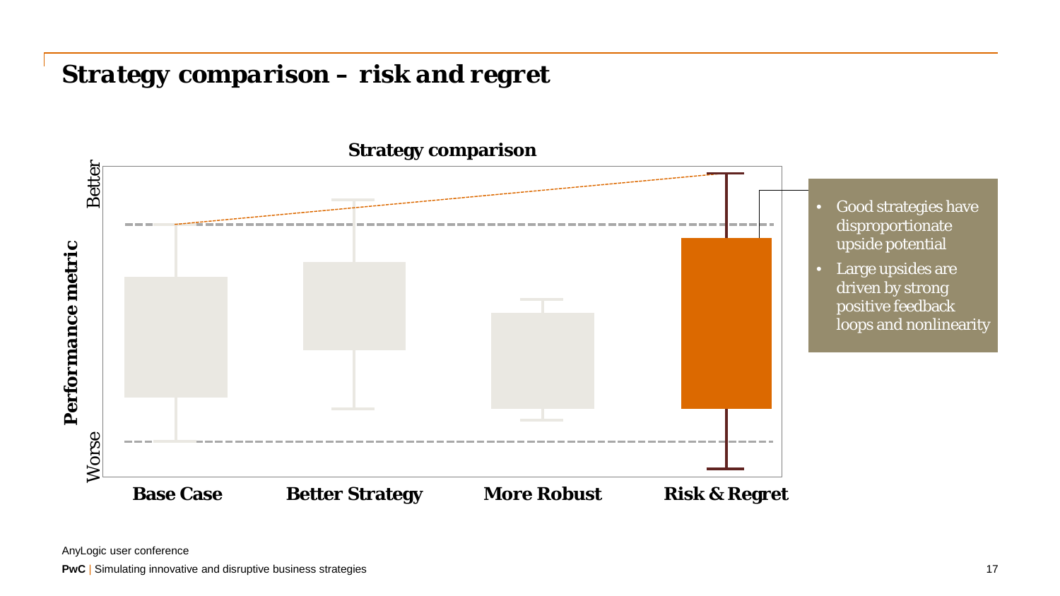# Strategy comparison – risk and regret

**Strategy comparison**

Performance metric: Better / Worse

**Base Case** | **Better Strategy** | **More Robust** | **Risk & Regret**

- Good strategies have disproportionate upside potential
- Large upsides are driven by strong positive feedback loops and nonlinearity

AnyLogic user conference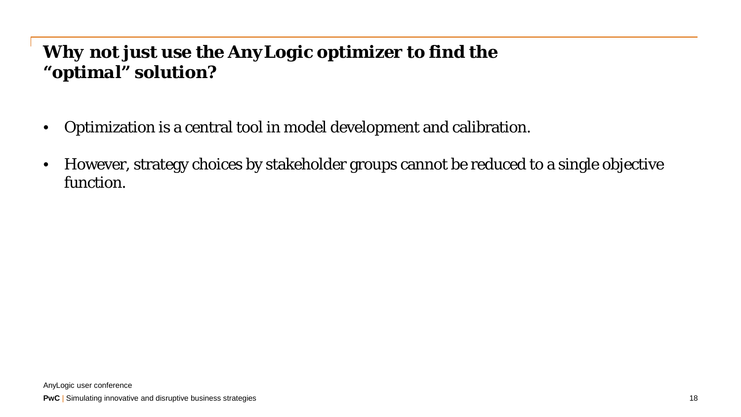# Why not just use the AnyLogic optimizer to find the "optimal" solution?

- Optimization is a central tool in model development and calibration.
- However, strategy choices by stakeholder groups cannot be reduced to a single objective function.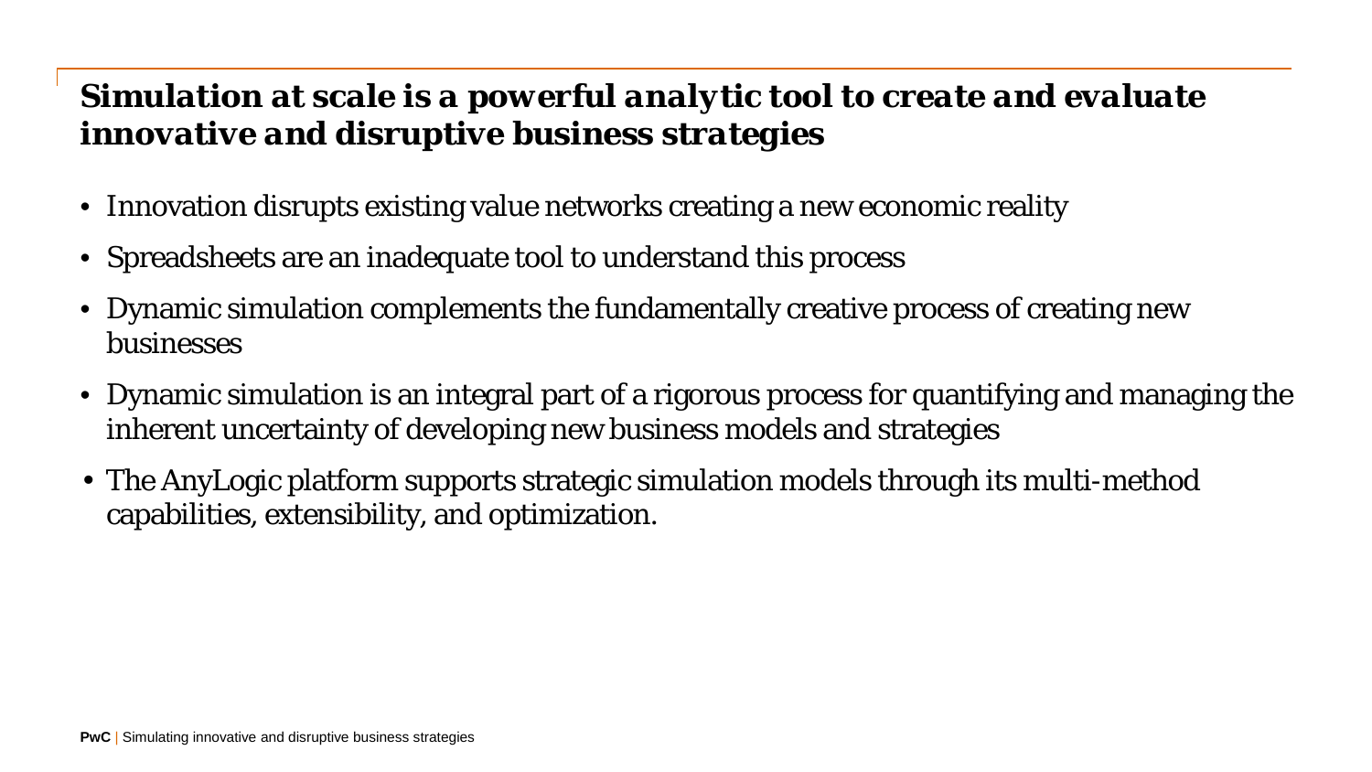## *Simulation at scale is a powerful analytic tool to create and evaluate innovative and disruptive business strategies*

- Innovation disrupts existing value networks creating a new economic reality
- Spreadsheets are an inadequate tool to understand this process
- Dynamic simulation complements the fundamentally creative process of creating new businesses
- Dynamic simulation is an integral part of a rigorous process for quantifying and managing the inherent uncertainty of developing new business models and strategies
- The AnyLogic platform supports strategic simulation models through its multi-method capabilities, extensibility, and optimization.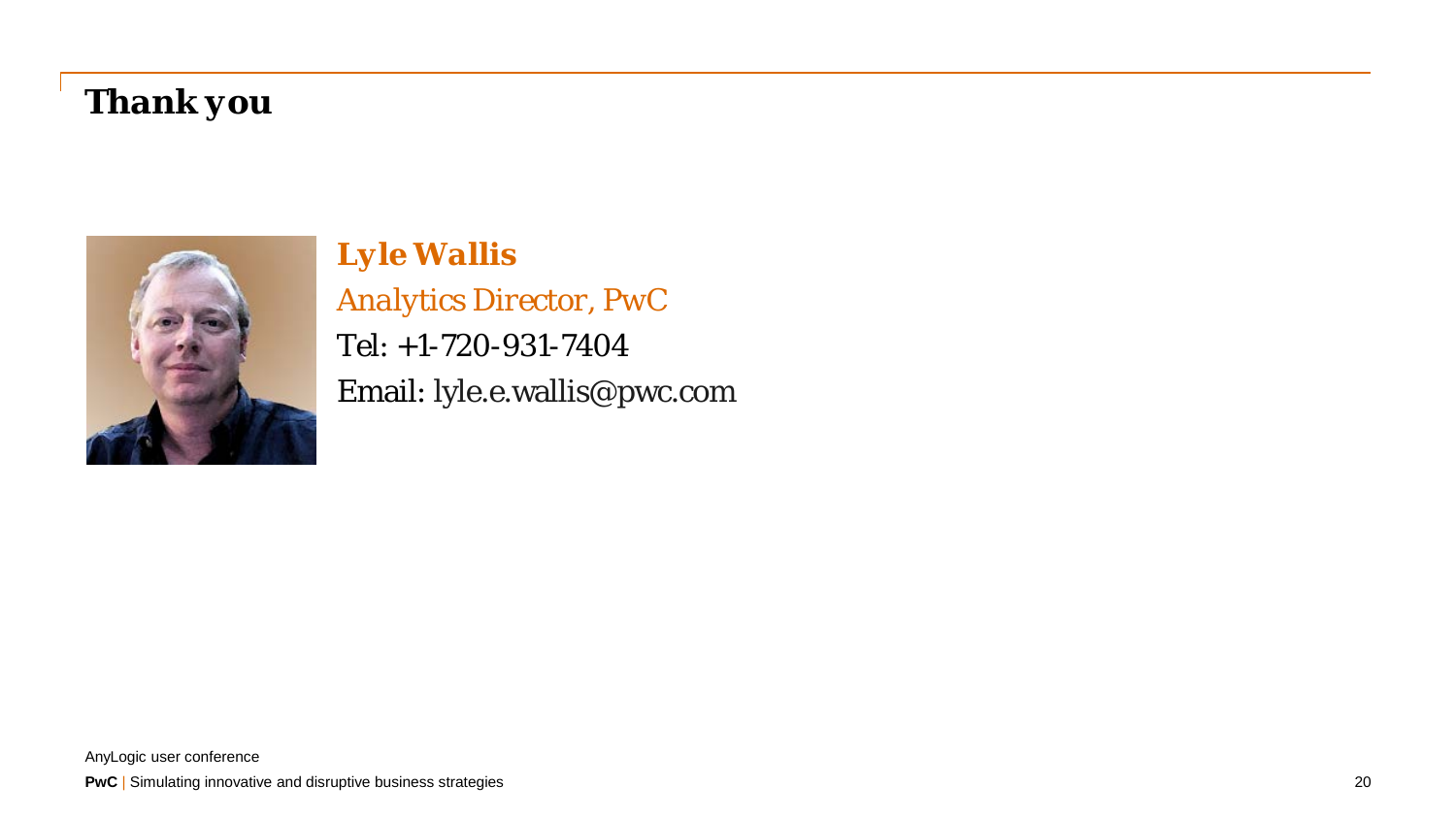# Thank you

**Lyle Wallis**

*Analytics Director, PwC*

Tel: +1-720-931-7404

Email: lyle.e.wallis@pwc.com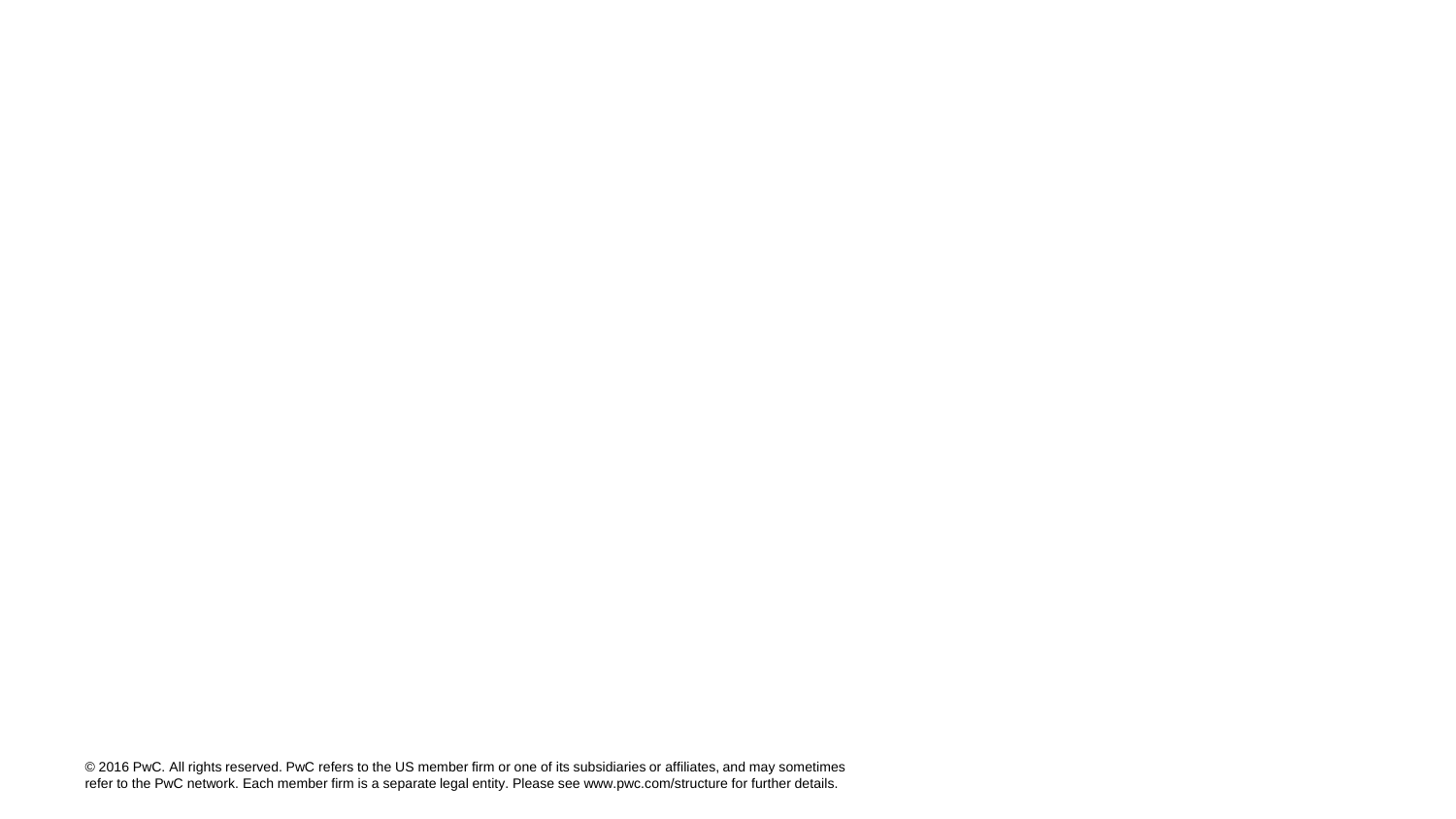© 2016 PwC. All rights reserved. PwC refers to the US member firm or one of its subsidiaries or affiliates, and may sometimes refer to the PwC network. Each member firm is a separate legal entity. Please see www.pwc.com/structure for further details.